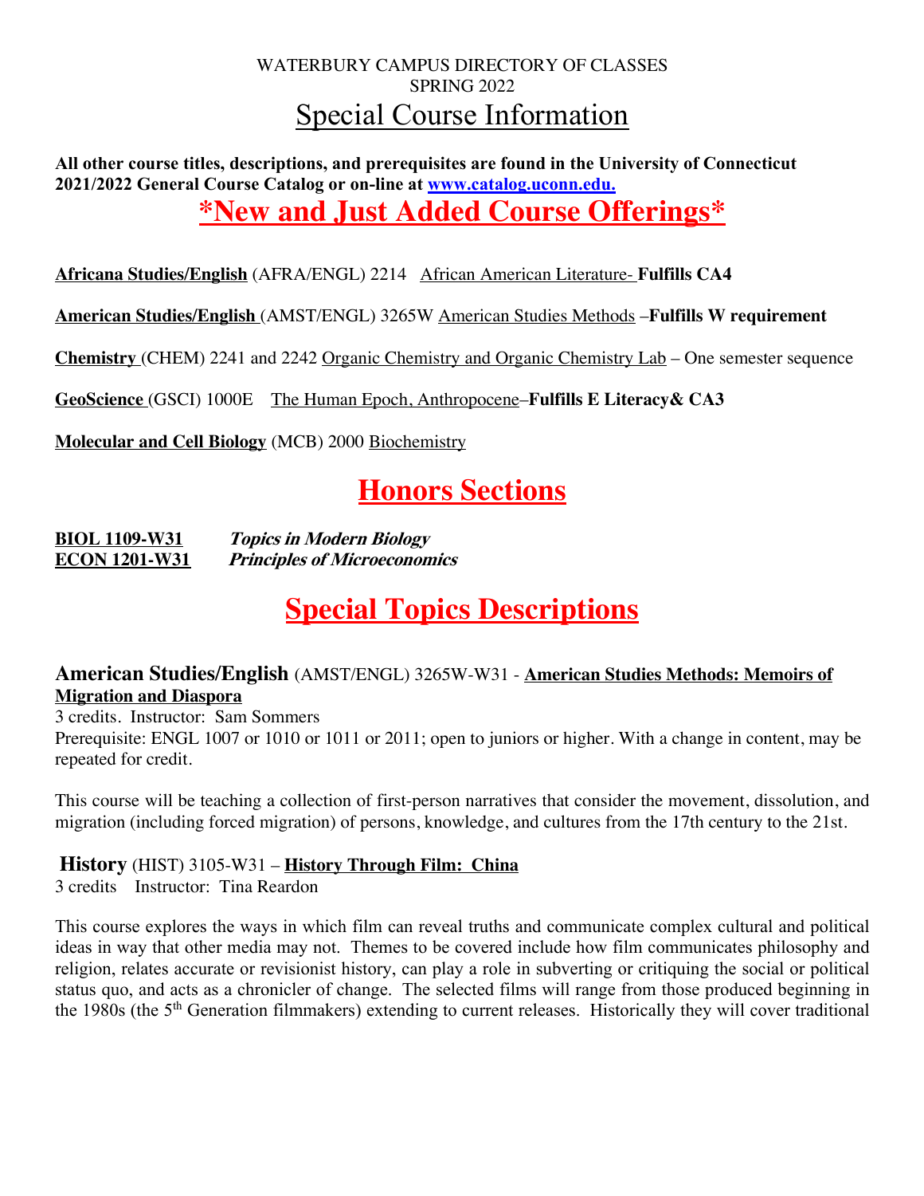WATERBURY CAMPUS DIRECTORY OF CLASSES
SPRING 2022

# Special Course Information

**All other course titles, descriptions, and prerequisites are found in the University of Connecticut 2021/2022 General Course Catalog or on-line at [www.catalog.uconn.edu.](http://www.catalog.uconn.edu)**

# *New and Just Added Course Offerings*

**Africana Studies/English** (AFRA/ENGL) 2214 African American Literature- **Fulfills CA4**

**American Studies/English** (AMST/ENGL) 3265W American Studies Methods –**Fulfills W requirement**

**Chemistry** (CHEM) 2241 and 2242 Organic Chemistry and Organic Chemistry Lab – One semester sequence

**GeoScience** (GSCI) 1000E The Human Epoch, Anthropocene–**Fulfills E Literacy& CA3**

**Molecular and Cell Biology** (MCB) 2000 Biochemistry

# Honors Sections

**BIOL 1109-W31** ***Topics in Modern Biology***
**ECON 1201-W31** ***Principles of Microeconomics***

# Special Topics Descriptions

### American Studies/English (AMST/ENGL) 3265W-W31 - **American Studies Methods: Memoirs of Migration and Diaspora**

3 credits. Instructor: Sam Sommers
Prerequisite: ENGL 1007 or 1010 or 1011 or 2011; open to juniors or higher. With a change in content, may be repeated for credit.

This course will be teaching a collection of first-person narratives that consider the movement, dissolution, and migration (including forced migration) of persons, knowledge, and cultures from the 17th century to the 21st.

### History (HIST) 3105-W31 – **History Through Film: China**

3 credits Instructor: Tina Reardon

This course explores the ways in which film can reveal truths and communicate complex cultural and political ideas in way that other media may not. Themes to be covered include how film communicates philosophy and religion, relates accurate or revisionist history, can play a role in subverting or critiquing the social or political status quo, and acts as a chronicler of change. The selected films will range from those produced beginning in the 1980s (the 5th Generation filmmakers) extending to current releases. Historically they will cover traditional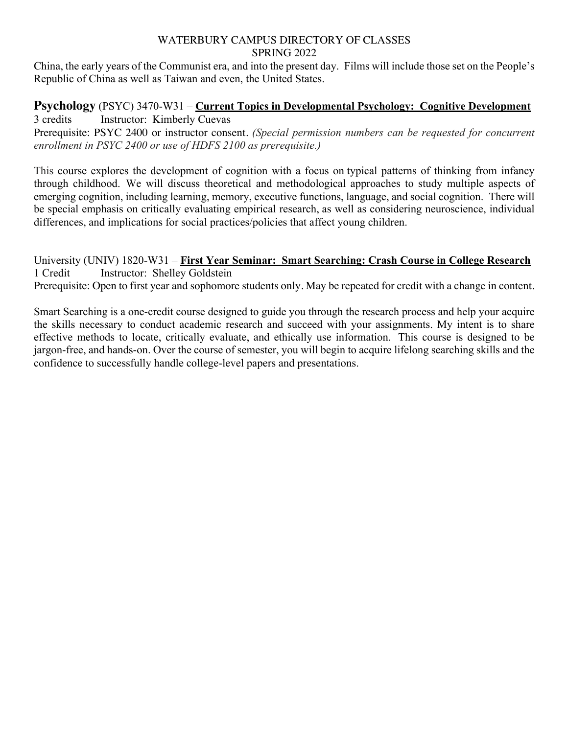China, the early years of the Communist era, and into the present day. Films will include those set on the People's Republic of China as well as Taiwan and even, the United States.

**Psychology** (PSYC) 3470-W31 – **Current Topics in Developmental Psychology: Cognitive Development**
3 credits Instructor: Kimberly Cuevas
Prerequisite: PSYC 2400 or instructor consent. *(Special permission numbers can be requested for concurrent enrollment in PSYC 2400 or use of HDFS 2100 as prerequisite.)*

This course explores the development of cognition with a focus on typical patterns of thinking from infancy through childhood. We will discuss theoretical and methodological approaches to study multiple aspects of emerging cognition, including learning, memory, executive functions, language, and social cognition. There will be special emphasis on critically evaluating empirical research, as well as considering neuroscience, individual differences, and implications for social practices/policies that affect young children.

University (UNIV) 1820-W31 – **First Year Seminar: Smart Searching: Crash Course in College Research**
1 Credit Instructor: Shelley Goldstein
Prerequisite: Open to first year and sophomore students only. May be repeated for credit with a change in content.

Smart Searching is a one-credit course designed to guide you through the research process and help your acquire the skills necessary to conduct academic research and succeed with your assignments. My intent is to share effective methods to locate, critically evaluate, and ethically use information. This course is designed to be jargon-free, and hands-on. Over the course of semester, you will begin to acquire lifelong searching skills and the confidence to successfully handle college-level papers and presentations.